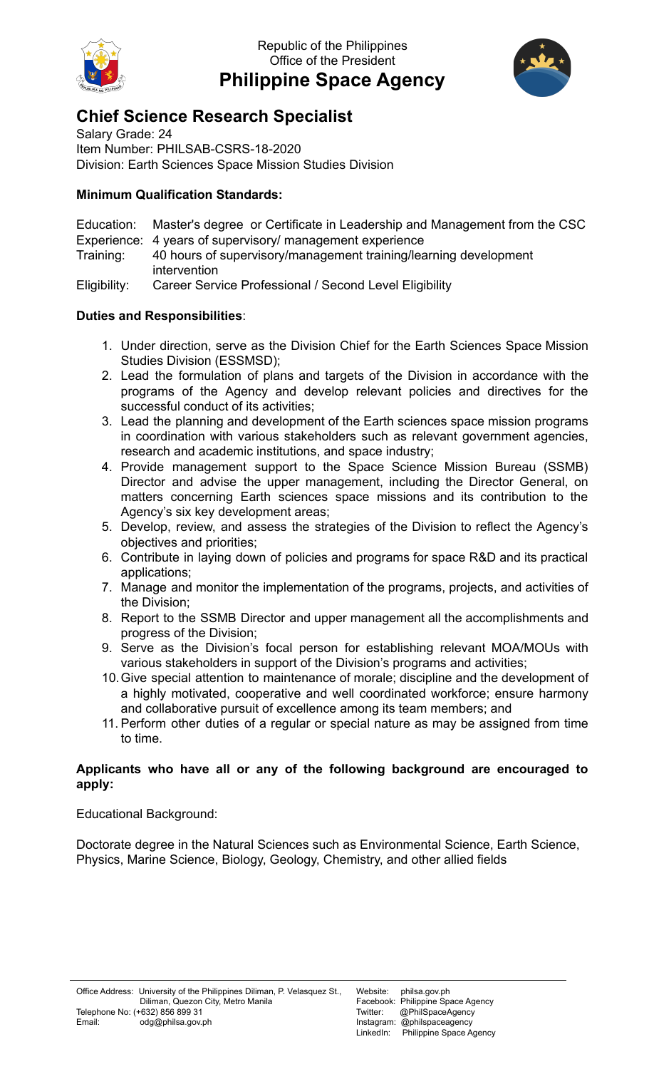Republic of the Philippines
Office of the President

# Philippine Space Agency

## Chief Science Research Specialist

Salary Grade: 24
Item Number: PHILSAB-CSRS-18-2020
Division: Earth Sciences Space Mission Studies Division

**Minimum Qualification Standards:**

| | |
|---|---|
| Education: | Master's degree or Certificate in Leadership and Management from the CSC |
| Experience: | 4 years of supervisory/ management experience |
| Training: | 40 hours of supervisory/management training/learning development intervention |
| Eligibility: | Career Service Professional / Second Level Eligibility |

**Duties and Responsibilities**:

1. Under direction, serve as the Division Chief for the Earth Sciences Space Mission Studies Division (ESSMSD);
2. Lead the formulation of plans and targets of the Division in accordance with the programs of the Agency and develop relevant policies and directives for the successful conduct of its activities;
3. Lead the planning and development of the Earth sciences space mission programs in coordination with various stakeholders such as relevant government agencies, research and academic institutions, and space industry;
4. Provide management support to the Space Science Mission Bureau (SSMB) Director and advise the upper management, including the Director General, on matters concerning Earth sciences space missions and its contribution to the Agency's six key development areas;
5. Develop, review, and assess the strategies of the Division to reflect the Agency's objectives and priorities;
6. Contribute in laying down of policies and programs for space R&D and its practical applications;
7. Manage and monitor the implementation of the programs, projects, and activities of the Division;
8. Report to the SSMB Director and upper management all the accomplishments and progress of the Division;
9. Serve as the Division's focal person for establishing relevant MOA/MOUs with various stakeholders in support of the Division's programs and activities;
10. Give special attention to maintenance of morale; discipline and the development of a highly motivated, cooperative and well coordinated workforce; ensure harmony and collaborative pursuit of excellence among its team members; and
11. Perform other duties of a regular or special nature as may be assigned from time to time.

**Applicants who have all or any of the following background are encouraged to apply:**

Educational Background:

Doctorate degree in the Natural Sciences such as Environmental Science, Earth Science, Physics, Marine Science, Biology, Geology, Chemistry, and other allied fields

Office Address: University of the Philippines Diliman, P. Velasquez St., Diliman, Quezon City, Metro Manila
Telephone No: (+632) 856 899 31
Email: odg@philsa.gov.ph

Website: philsa.gov.ph
Facebook: Philippine Space Agency
Twitter: @PhilSpaceAgency
Instagram: @philspaceagency
LinkedIn: Philippine Space Agency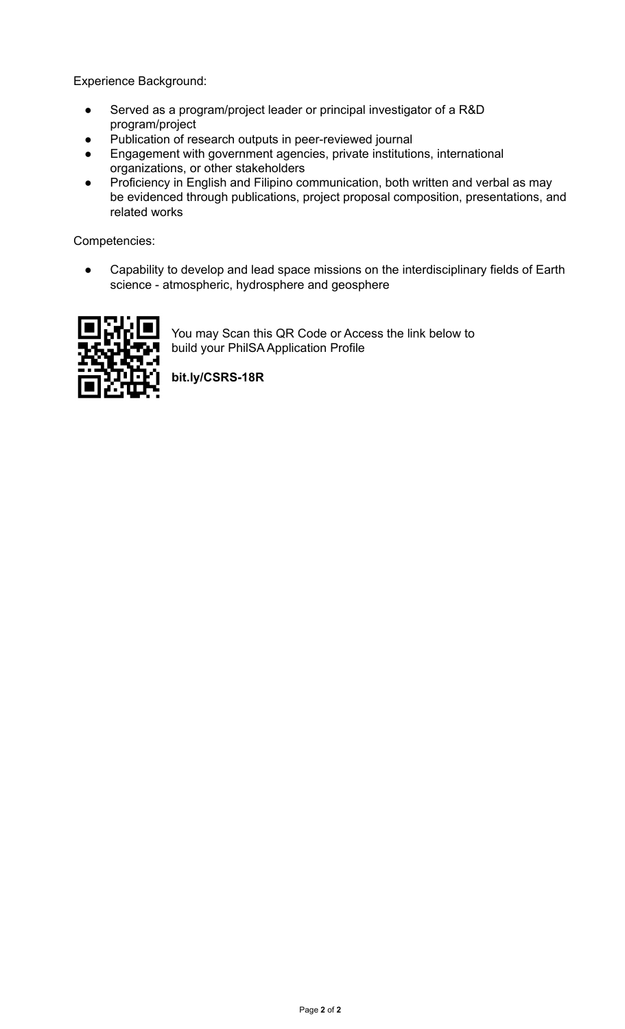Experience Background:

- Served as a program/project leader or principal investigator of a R&D program/project
- Publication of research outputs in peer-reviewed journal
- Engagement with government agencies, private institutions, international organizations, or other stakeholders
- Proficiency in English and Filipino communication, both written and verbal as may be evidenced through publications, project proposal composition, presentations, and related works

Competencies:

- Capability to develop and lead space missions on the interdisciplinary fields of Earth science - atmospheric, hydrosphere and geosphere

You may Scan this QR Code or Access the link below to build your PhilSA Application Profile

**bit.ly/CSRS-18R**